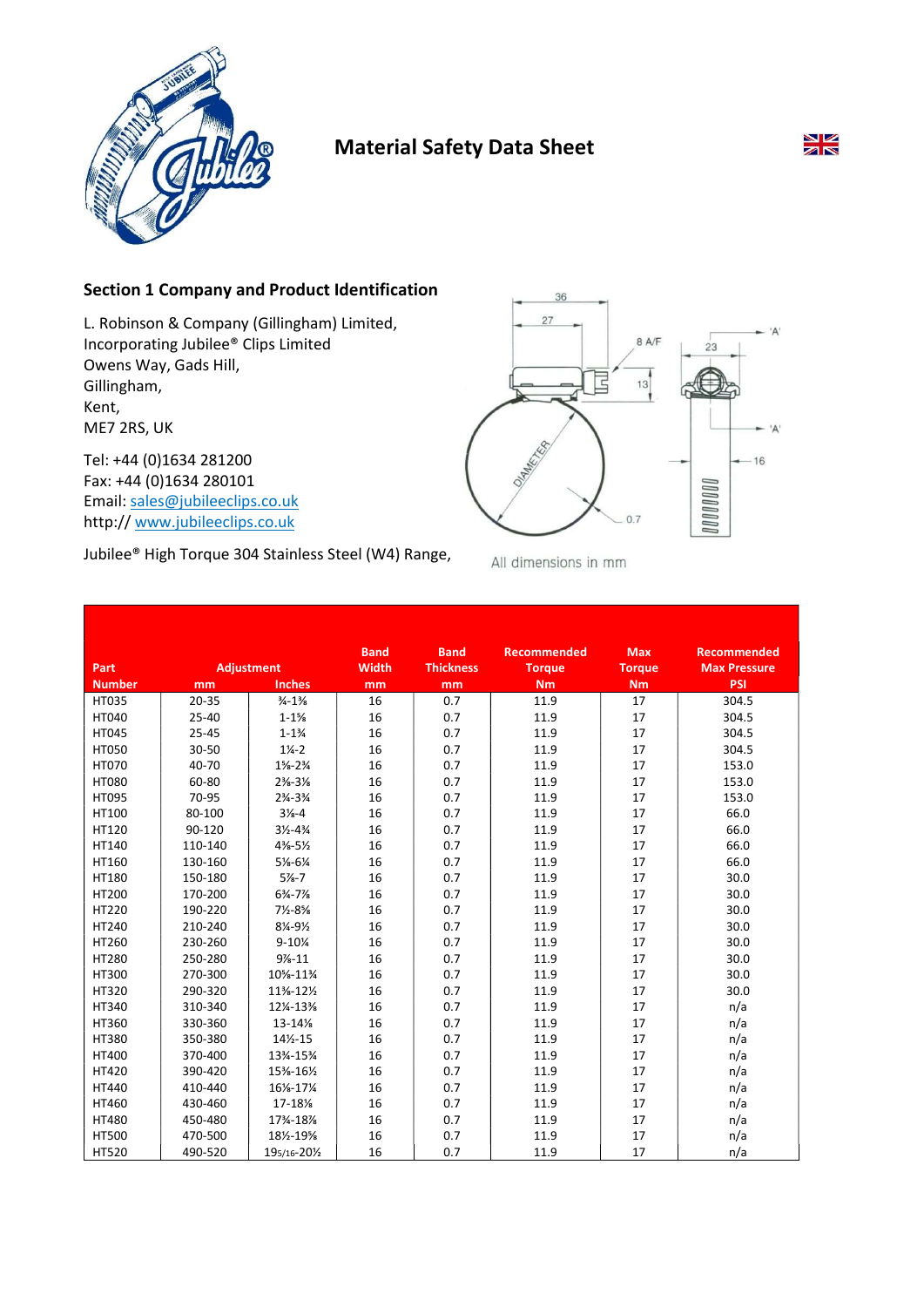# Material Safety Data Sheet

## Section 1 Company and Product Identification

L. Robinson & Company (Gillingham) Limited,
Incorporating Jubilee® Clips Limited
Owens Way, Gads Hill,
Gillingham,
Kent,
ME7 2RS, UK

Tel: +44 (0)1634 281200
Fax: +44 (0)1634 280101
Email: sales@jubileeclips.co.uk
http:// www.jubileeclips.co.uk

Jubilee® High Torque 304 Stainless Steel (W4) Range,

All dimensions in mm

| Part Number | Adjustment mm | Adjustment Inches | Band Width mm | Band Thickness mm | Recommended Torque Nm | Max Torque Nm | Recommended Max Pressure PSI |
|---|---|---|---|---|---|---|---|
| HT035 | 20-35 | ¾-1⅜ | 16 | 0.7 | 11.9 | 17 | 304.5 |
| HT040 | 25-40 | 1-1⅝ | 16 | 0.7 | 11.9 | 17 | 304.5 |
| HT045 | 25-45 | 1-1¾ | 16 | 0.7 | 11.9 | 17 | 304.5 |
| HT050 | 30-50 | 1¼-2 | 16 | 0.7 | 11.9 | 17 | 304.5 |
| HT070 | 40-70 | 1⅝-2¾ | 16 | 0.7 | 11.9 | 17 | 153.0 |
| HT080 | 60-80 | 2⅜-3⅛ | 16 | 0.7 | 11.9 | 17 | 153.0 |
| HT095 | 70-95 | 2¾-3¾ | 16 | 0.7 | 11.9 | 17 | 153.0 |
| HT100 | 80-100 | 3⅛-4 | 16 | 0.7 | 11.9 | 17 | 66.0 |
| HT120 | 90-120 | 3½-4¾ | 16 | 0.7 | 11.9 | 17 | 66.0 |
| HT140 | 110-140 | 4⅜-5½ | 16 | 0.7 | 11.9 | 17 | 66.0 |
| HT160 | 130-160 | 5⅛-6¼ | 16 | 0.7 | 11.9 | 17 | 66.0 |
| HT180 | 150-180 | 5⅞-7 | 16 | 0.7 | 11.9 | 17 | 30.0 |
| HT200 | 170-200 | 6¾-7⅞ | 16 | 0.7 | 11.9 | 17 | 30.0 |
| HT220 | 190-220 | 7½-8⅝ | 16 | 0.7 | 11.9 | 17 | 30.0 |
| HT240 | 210-240 | 8¼-9½ | 16 | 0.7 | 11.9 | 17 | 30.0 |
| HT260 | 230-260 | 9-10¼ | 16 | 0.7 | 11.9 | 17 | 30.0 |
| HT280 | 250-280 | 9⅞-11 | 16 | 0.7 | 11.9 | 17 | 30.0 |
| HT300 | 270-300 | 10⅝-11¾ | 16 | 0.7 | 11.9 | 17 | 30.0 |
| HT320 | 290-320 | 11⅜-12½ | 16 | 0.7 | 11.9 | 17 | 30.0 |
| HT340 | 310-340 | 12¼-13⅜ | 16 | 0.7 | 11.9 | 17 | n/a |
| HT360 | 330-360 | 13-14⅛ | 16 | 0.7 | 11.9 | 17 | n/a |
| HT380 | 350-380 | 14½-15 | 16 | 0.7 | 11.9 | 17 | n/a |
| HT400 | 370-400 | 13¾-15¾ | 16 | 0.7 | 11.9 | 17 | n/a |
| HT420 | 390-420 | 15⅜-16½ | 16 | 0.7 | 11.9 | 17 | n/a |
| HT440 | 410-440 | 16⅛-17¼ | 16 | 0.7 | 11.9 | 17 | n/a |
| HT460 | 430-460 | 17-18⅛ | 16 | 0.7 | 11.9 | 17 | n/a |
| HT480 | 450-480 | 17⅜-18⅞ | 16 | 0.7 | 11.9 | 17 | n/a |
| HT500 | 470-500 | 18½-19⅝ | 16 | 0.7 | 11.9 | 17 | n/a |
| HT520 | 490-520 | 19 5/16-20½ | 16 | 0.7 | 11.9 | 17 | n/a |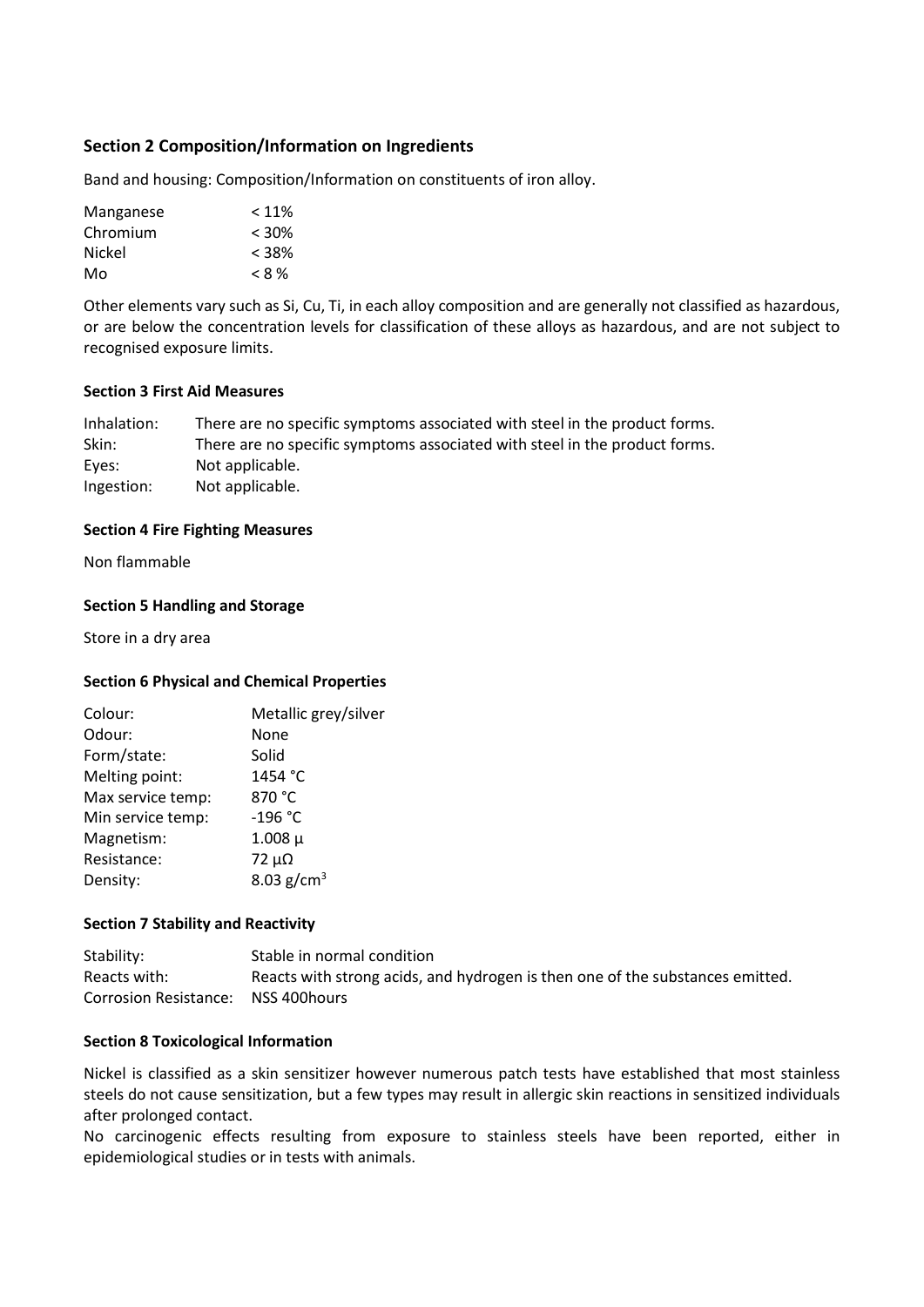### Section 2 Composition/Information on Ingredients

Band and housing: Composition/Information on constituents of iron alloy.

| | |
|---|---|
| Manganese | < 11% |
| Chromium | < 30% |
| Nickel | < 38% |
| Mo | < 8 % |

Other elements vary such as Si, Cu, Ti, in each alloy composition and are generally not classified as hazardous, or are below the concentration levels for classification of these alloys as hazardous, and are not subject to recognised exposure limits.

**Section 3 First Aid Measures**

| | |
|---|---|
| Inhalation: | There are no specific symptoms associated with steel in the product forms. |
| Skin: | There are no specific symptoms associated with steel in the product forms. |
| Eyes: | Not applicable. |
| Ingestion: | Not applicable. |

**Section 4 Fire Fighting Measures**

Non flammable

**Section 5 Handling and Storage**

Store in a dry area

**Section 6 Physical and Chemical Properties**

| | |
|---|---|
| Colour: | Metallic grey/silver |
| Odour: | None |
| Form/state: | Solid |
| Melting point: | 1454 °C |
| Max service temp: | 870 °C |
| Min service temp: | -196 °C |
| Magnetism: | 1.008 μ |
| Resistance: | 72 μΩ |
| Density: | 8.03 $g/cm^3$ |

**Section 7 Stability and Reactivity**

| | |
|---|---|
| Stability: | Stable in normal condition |
| Reacts with: | Reacts with strong acids, and hydrogen is then one of the substances emitted. |
| Corrosion Resistance: | NSS 400hours |

**Section 8 Toxicological Information**

Nickel is classified as a skin sensitizer however numerous patch tests have established that most stainless steels do not cause sensitization, but a few types may result in allergic skin reactions in sensitized individuals after prolonged contact.

No carcinogenic effects resulting from exposure to stainless steels have been reported, either in epidemiological studies or in tests with animals.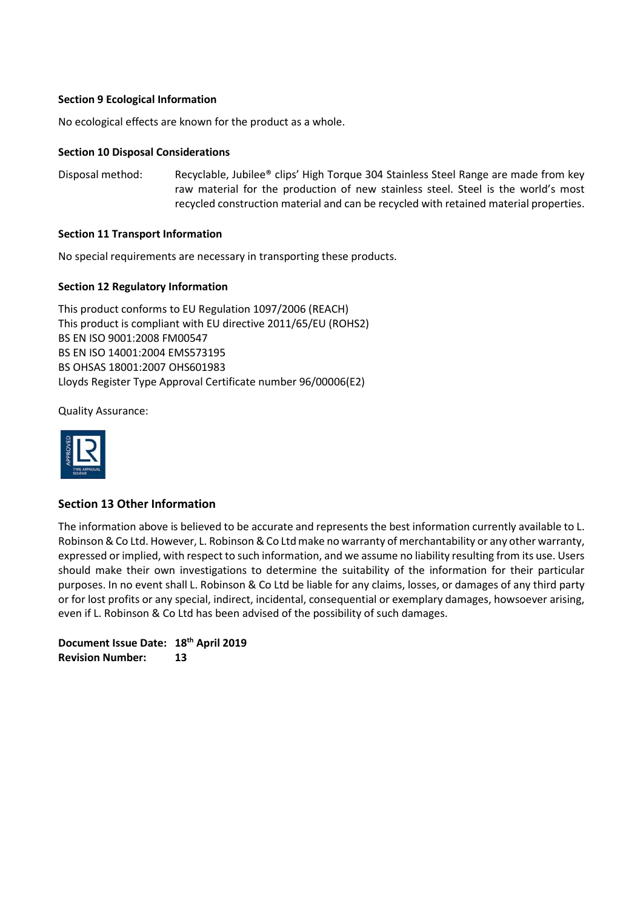**Section 9 Ecological Information**

No ecological effects are known for the product as a whole.

**Section 10 Disposal Considerations**

Disposal method: Recyclable, Jubilee® clips' High Torque 304 Stainless Steel Range are made from key raw material for the production of new stainless steel. Steel is the world's most recycled construction material and can be recycled with retained material properties.

**Section 11 Transport Information**

No special requirements are necessary in transporting these products.

**Section 12 Regulatory Information**

This product conforms to EU Regulation 1097/2006 (REACH)
This product is compliant with EU directive 2011/65/EU (ROHS2)
BS EN ISO 9001:2008 FM00547
BS EN ISO 14001:2004 EMS573195
BS OHSAS 18001:2007 OHS601983
Lloyds Register Type Approval Certificate number 96/00006(E2)

Quality Assurance:

**Section 13 Other Information**

The information above is believed to be accurate and represents the best information currently available to L. Robinson & Co Ltd. However, L. Robinson & Co Ltd make no warranty of merchantability or any other warranty, expressed or implied, with respect to such information, and we assume no liability resulting from its use. Users should make their own investigations to determine the suitability of the information for their particular purposes. In no event shall L. Robinson & Co Ltd be liable for any claims, losses, or damages of any third party or for lost profits or any special, indirect, incidental, consequential or exemplary damages, howsoever arising, even if L. Robinson & Co Ltd has been advised of the possibility of such damages.

**Document Issue Date: 18th April 2019**
**Revision Number: 13**